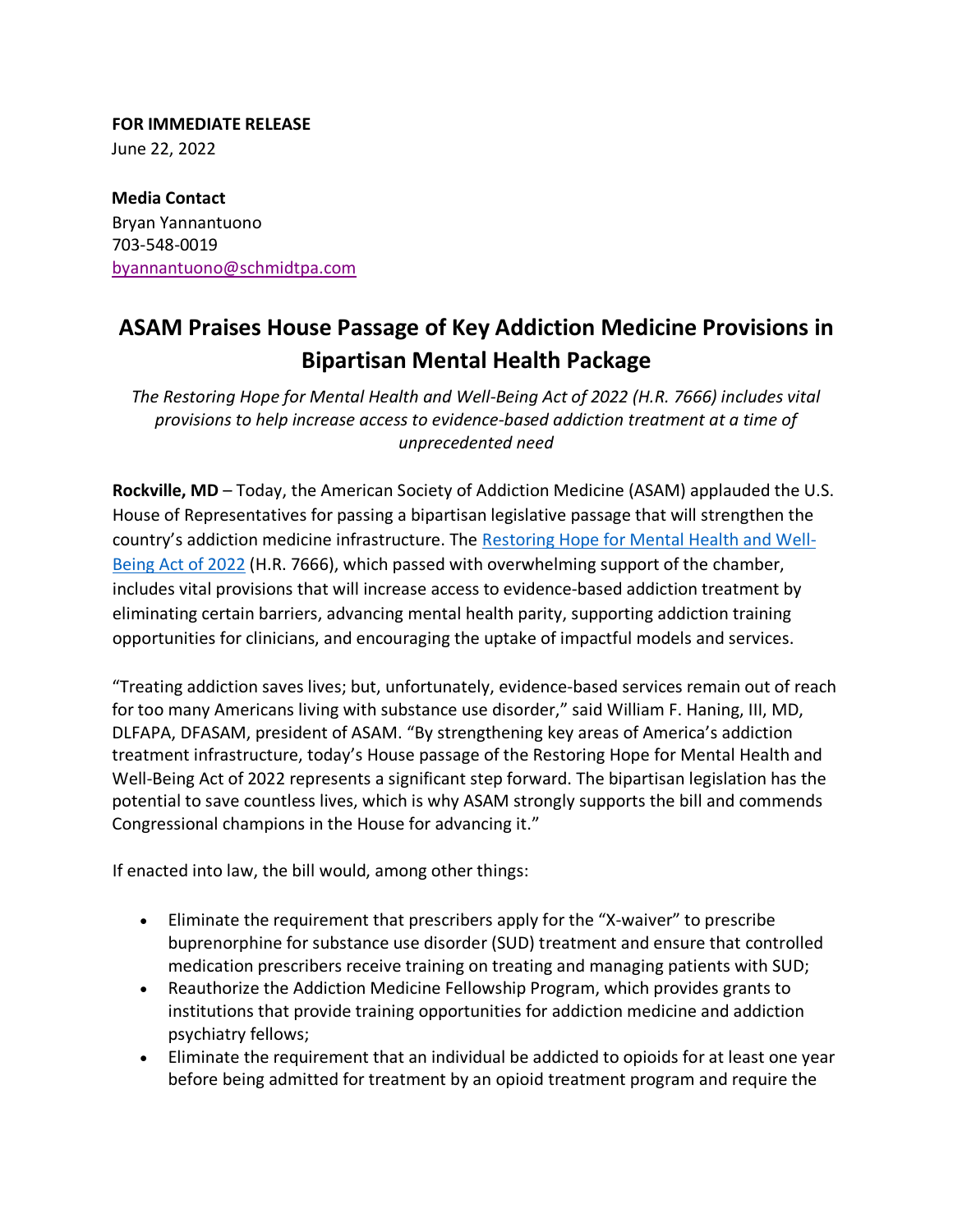**FOR IMMEDIATE RELEASE**
June 22, 2022

**Media Contact**
Bryan Yannantuono
703-548-0019
[byannantuono@schmidtpa.com](mailto:byannantuono@schmidtpa.com)

# ASAM Praises House Passage of Key Addiction Medicine Provisions in Bipartisan Mental Health Package

*The Restoring Hope for Mental Health and Well-Being Act of 2022 (H.R. 7666) includes vital provisions to help increase access to evidence-based addiction treatment at a time of unprecedented need*

**Rockville, MD** – Today, the American Society of Addiction Medicine (ASAM) applauded the U.S. House of Representatives for passing a bipartisan legislative passage that will strengthen the country's addiction medicine infrastructure. The [Restoring Hope for Mental Health and Well-Being Act of 2022](#) (H.R. 7666), which passed with overwhelming support of the chamber, includes vital provisions that will increase access to evidence-based addiction treatment by eliminating certain barriers, advancing mental health parity, supporting addiction training opportunities for clinicians, and encouraging the uptake of impactful models and services.

"Treating addiction saves lives; but, unfortunately, evidence-based services remain out of reach for too many Americans living with substance use disorder," said William F. Haning, III, MD, DLFAPA, DFASAM, president of ASAM. "By strengthening key areas of America's addiction treatment infrastructure, today's House passage of the Restoring Hope for Mental Health and Well-Being Act of 2022 represents a significant step forward. The bipartisan legislation has the potential to save countless lives, which is why ASAM strongly supports the bill and commends Congressional champions in the House for advancing it."

If enacted into law, the bill would, among other things:

- Eliminate the requirement that prescribers apply for the "X-waiver" to prescribe buprenorphine for substance use disorder (SUD) treatment and ensure that controlled medication prescribers receive training on treating and managing patients with SUD;
- Reauthorize the Addiction Medicine Fellowship Program, which provides grants to institutions that provide training opportunities for addiction medicine and addiction psychiatry fellows;
- Eliminate the requirement that an individual be addicted to opioids for at least one year before being admitted for treatment by an opioid treatment program and require the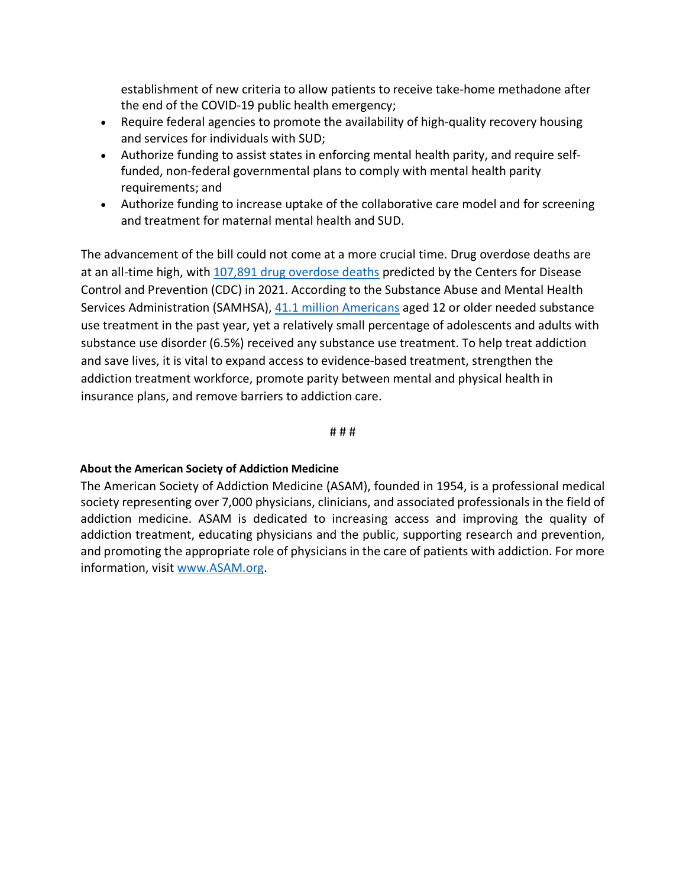establishment of new criteria to allow patients to receive take-home methadone after the end of the COVID-19 public health emergency;

- Require federal agencies to promote the availability of high-quality recovery housing and services for individuals with SUD;
- Authorize funding to assist states in enforcing mental health parity, and require self-funded, non-federal governmental plans to comply with mental health parity requirements; and
- Authorize funding to increase uptake of the collaborative care model and for screening and treatment for maternal mental health and SUD.

The advancement of the bill could not come at a more crucial time. Drug overdose deaths are at an all-time high, with 107,891 drug overdose deaths predicted by the Centers for Disease Control and Prevention (CDC) in 2021. According to the Substance Abuse and Mental Health Services Administration (SAMHSA), 41.1 million Americans aged 12 or older needed substance use treatment in the past year, yet a relatively small percentage of adolescents and adults with substance use disorder (6.5%) received any substance use treatment. To help treat addiction and save lives, it is vital to expand access to evidence-based treatment, strengthen the addiction treatment workforce, promote parity between mental and physical health in insurance plans, and remove barriers to addiction care.

# # #

**About the American Society of Addiction Medicine**

The American Society of Addiction Medicine (ASAM), founded in 1954, is a professional medical society representing over 7,000 physicians, clinicians, and associated professionals in the field of addiction medicine. ASAM is dedicated to increasing access and improving the quality of addiction treatment, educating physicians and the public, supporting research and prevention, and promoting the appropriate role of physicians in the care of patients with addiction. For more information, visit www.ASAM.org.